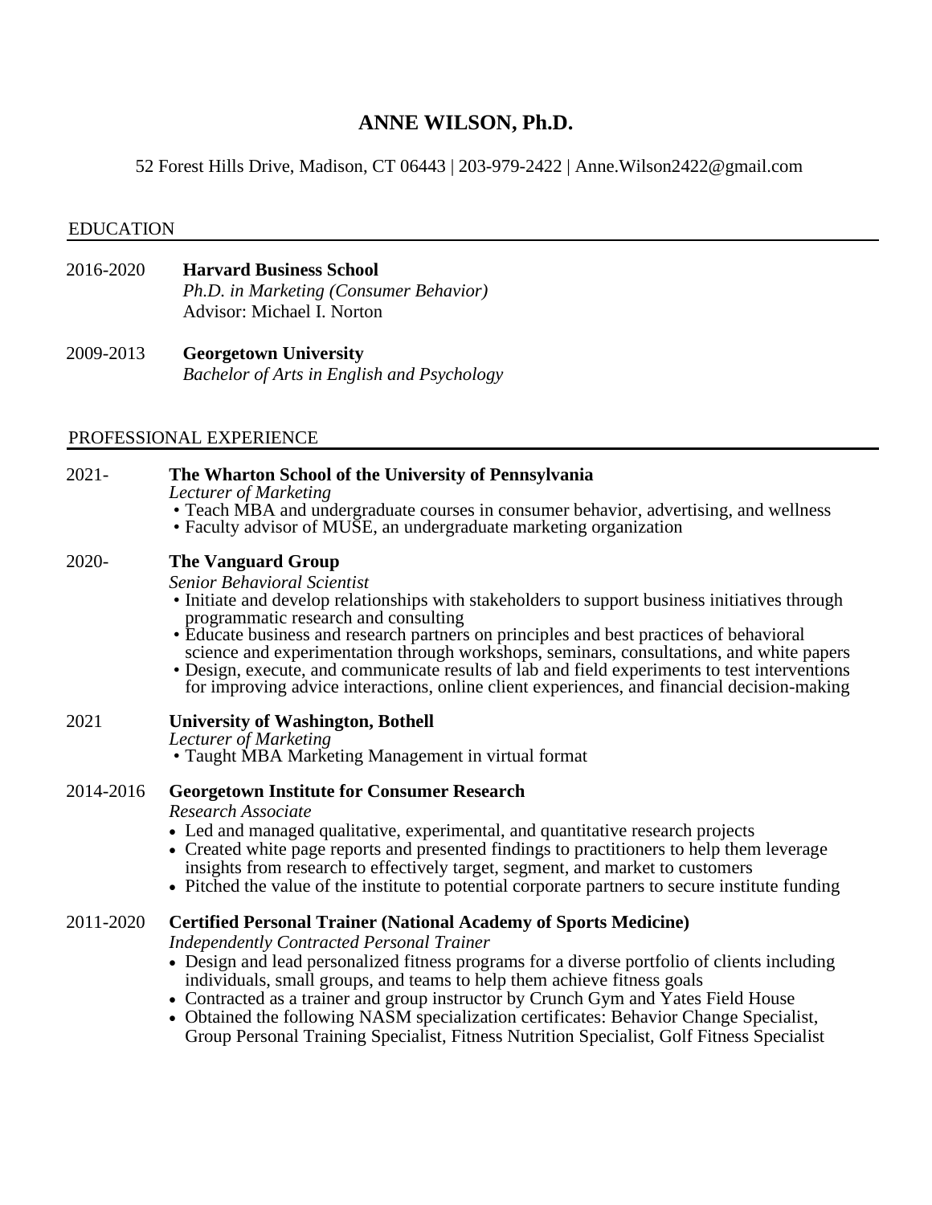# ANNE WILSON, Ph.D.

52 Forest Hills Drive, Madison, CT 06443 | 203-979-2422 | Anne.Wilson2422@gmail.com

## EDUCATION

2016-2020 **Harvard Business School**
*Ph.D. in Marketing (Consumer Behavior)*
Advisor: Michael I. Norton

2009-2013 **Georgetown University**
*Bachelor of Arts in English and Psychology*

## PROFESSIONAL EXPERIENCE

2021- **The Wharton School of the University of Pennsylvania**
*Lecturer of Marketing*
- Teach MBA and undergraduate courses in consumer behavior, advertising, and wellness
- Faculty advisor of MUSE, an undergraduate marketing organization

2020- **The Vanguard Group**
*Senior Behavioral Scientist*
- Initiate and develop relationships with stakeholders to support business initiatives through programmatic research and consulting
- Educate business and research partners on principles and best practices of behavioral science and experimentation through workshops, seminars, consultations, and white papers
- Design, execute, and communicate results of lab and field experiments to test interventions for improving advice interactions, online client experiences, and financial decision-making

2021 **University of Washington, Bothell**
*Lecturer of Marketing*
- Taught MBA Marketing Management in virtual format

2014-2016 **Georgetown Institute for Consumer Research**
*Research Associate*
- Led and managed qualitative, experimental, and quantitative research projects
- Created white page reports and presented findings to practitioners to help them leverage insights from research to effectively target, segment, and market to customers
- Pitched the value of the institute to potential corporate partners to secure institute funding

2011-2020 **Certified Personal Trainer (National Academy of Sports Medicine)**
*Independently Contracted Personal Trainer*
- Design and lead personalized fitness programs for a diverse portfolio of clients including individuals, small groups, and teams to help them achieve fitness goals
- Contracted as a trainer and group instructor by Crunch Gym and Yates Field House
- Obtained the following NASM specialization certificates: Behavior Change Specialist, Group Personal Training Specialist, Fitness Nutrition Specialist, Golf Fitness Specialist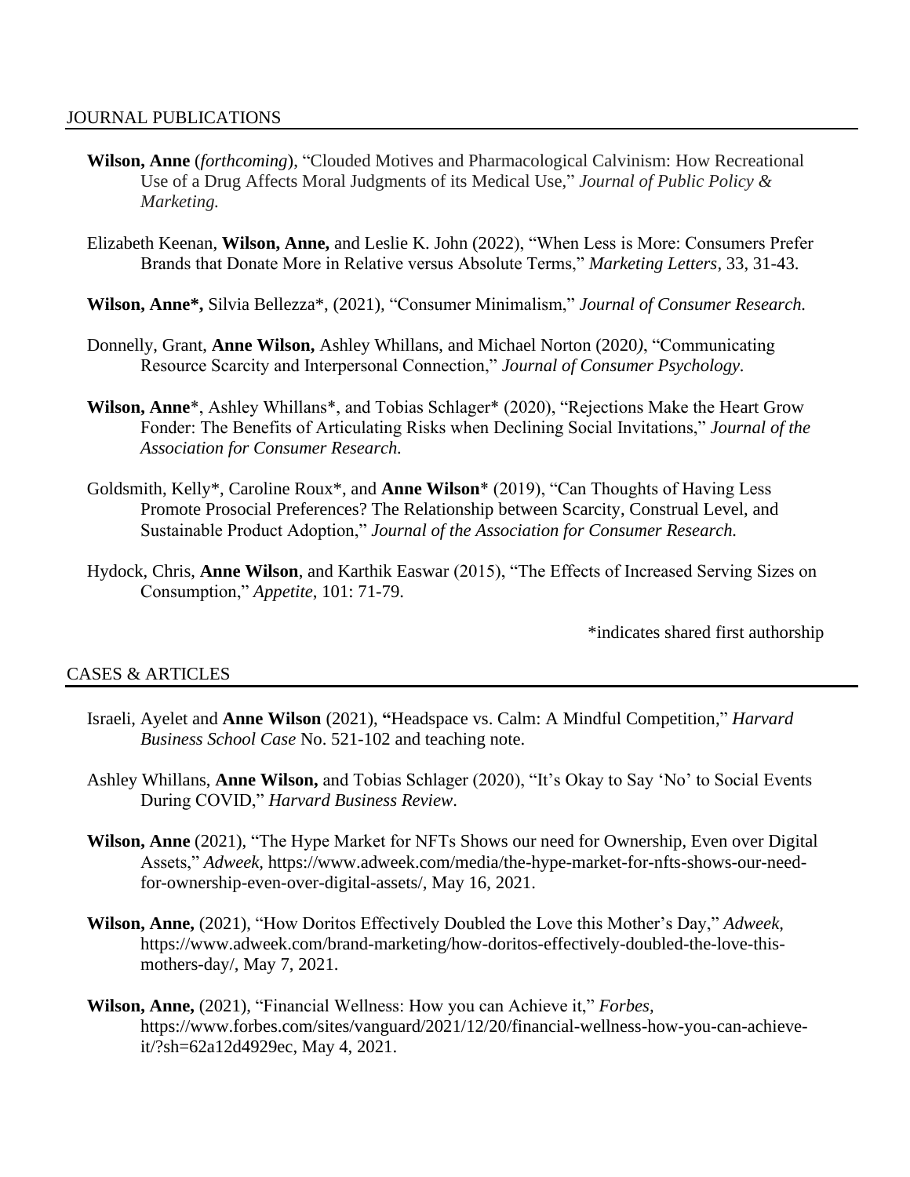## JOURNAL PUBLICATIONS

**Wilson, Anne** (*forthcoming*), "Clouded Motives and Pharmacological Calvinism: How Recreational Use of a Drug Affects Moral Judgments of its Medical Use," *Journal of Public Policy & Marketing.*

Elizabeth Keenan, **Wilson, Anne,** and Leslie K. John (2022), "When Less is More: Consumers Prefer Brands that Donate More in Relative versus Absolute Terms," *Marketing Letters*, 33, 31-43.

**Wilson, Anne*,** Silvia Bellezza*, (2021), "Consumer Minimalism," *Journal of Consumer Research.*

Donnelly, Grant, **Anne Wilson,** Ashley Whillans, and Michael Norton (2020*)*, "Communicating Resource Scarcity and Interpersonal Connection," *Journal of Consumer Psychology.*

**Wilson, Anne***, Ashley Whillans*, and Tobias Schlager* (2020), "Rejections Make the Heart Grow Fonder: The Benefits of Articulating Risks when Declining Social Invitations," *Journal of the Association for Consumer Research.*

Goldsmith, Kelly*, Caroline Roux*, and **Anne Wilson*** (2019), "Can Thoughts of Having Less Promote Prosocial Preferences? The Relationship between Scarcity, Construal Level, and Sustainable Product Adoption," *Journal of the Association for Consumer Research.*

Hydock, Chris, **Anne Wilson**, and Karthik Easwar (2015), "The Effects of Increased Serving Sizes on Consumption," *Appetite*, 101: 71-79.

*indicates shared first authorship

## CASES & ARTICLES

Israeli, Ayelet and **Anne Wilson** (2021), **"**Headspace vs. Calm: A Mindful Competition," *Harvard Business School Case* No. 521-102 and teaching note.

Ashley Whillans, **Anne Wilson,** and Tobias Schlager (2020), "It's Okay to Say 'No' to Social Events During COVID," *Harvard Business Review*.

**Wilson, Anne** (2021), "The Hype Market for NFTs Shows our need for Ownership, Even over Digital Assets," *Adweek,* https://www.adweek.com/media/the-hype-market-for-nfts-shows-our-need-for-ownership-even-over-digital-assets/, May 16, 2021.

**Wilson, Anne,** (2021), "How Doritos Effectively Doubled the Love this Mother's Day," *Adweek,* https://www.adweek.com/brand-marketing/how-doritos-effectively-doubled-the-love-this-mothers-day/, May 7, 2021.

**Wilson, Anne,** (2021), "Financial Wellness: How you can Achieve it," *Forbes,* https://www.forbes.com/sites/vanguard/2021/12/20/financial-wellness-how-you-can-achieve-it/?sh=62a12d4929ec, May 4, 2021.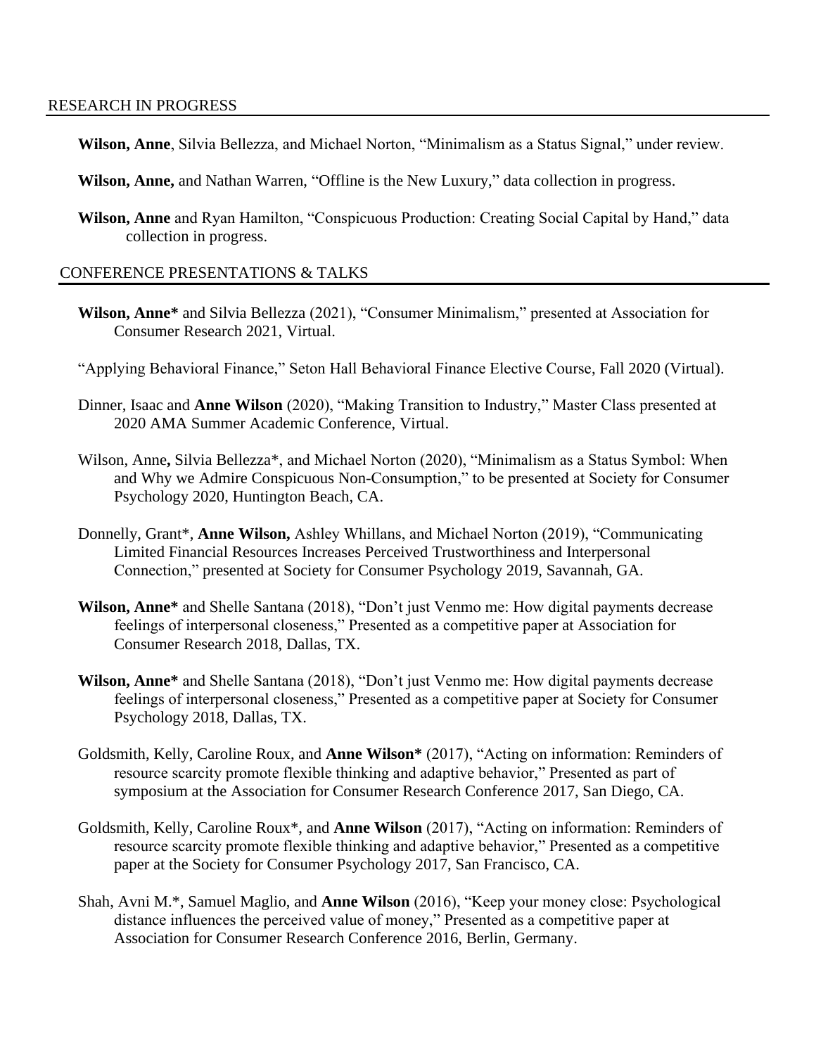## RESEARCH IN PROGRESS

**Wilson, Anne**, Silvia Bellezza, and Michael Norton, "Minimalism as a Status Signal," under review.

**Wilson, Anne,** and Nathan Warren, "Offline is the New Luxury," data collection in progress.

**Wilson, Anne** and Ryan Hamilton, "Conspicuous Production: Creating Social Capital by Hand," data collection in progress.

## CONFERENCE PRESENTATIONS & TALKS

**Wilson, Anne*** and Silvia Bellezza (2021), "Consumer Minimalism," presented at Association for Consumer Research 2021, Virtual.

"Applying Behavioral Finance," Seton Hall Behavioral Finance Elective Course, Fall 2020 (Virtual).

Dinner, Isaac and **Anne Wilson** (2020), "Making Transition to Industry," Master Class presented at 2020 AMA Summer Academic Conference, Virtual.

Wilson, Anne**,** Silvia Bellezza*, and Michael Norton (2020), "Minimalism as a Status Symbol: When and Why we Admire Conspicuous Non-Consumption," to be presented at Society for Consumer Psychology 2020, Huntington Beach, CA.

Donnelly, Grant*, **Anne Wilson,** Ashley Whillans, and Michael Norton (2019), "Communicating Limited Financial Resources Increases Perceived Trustworthiness and Interpersonal Connection," presented at Society for Consumer Psychology 2019, Savannah, GA.

**Wilson, Anne*** and Shelle Santana (2018), "Don't just Venmo me: How digital payments decrease feelings of interpersonal closeness," Presented as a competitive paper at Association for Consumer Research 2018, Dallas, TX.

**Wilson, Anne*** and Shelle Santana (2018), "Don't just Venmo me: How digital payments decrease feelings of interpersonal closeness," Presented as a competitive paper at Society for Consumer Psychology 2018, Dallas, TX.

Goldsmith, Kelly, Caroline Roux, and **Anne Wilson*** (2017), "Acting on information: Reminders of resource scarcity promote flexible thinking and adaptive behavior," Presented as part of symposium at the Association for Consumer Research Conference 2017, San Diego, CA.

Goldsmith, Kelly, Caroline Roux*, and **Anne Wilson** (2017), "Acting on information: Reminders of resource scarcity promote flexible thinking and adaptive behavior," Presented as a competitive paper at the Society for Consumer Psychology 2017, San Francisco, CA.

Shah, Avni M.*, Samuel Maglio, and **Anne Wilson** (2016), "Keep your money close: Psychological distance influences the perceived value of money," Presented as a competitive paper at Association for Consumer Research Conference 2016, Berlin, Germany.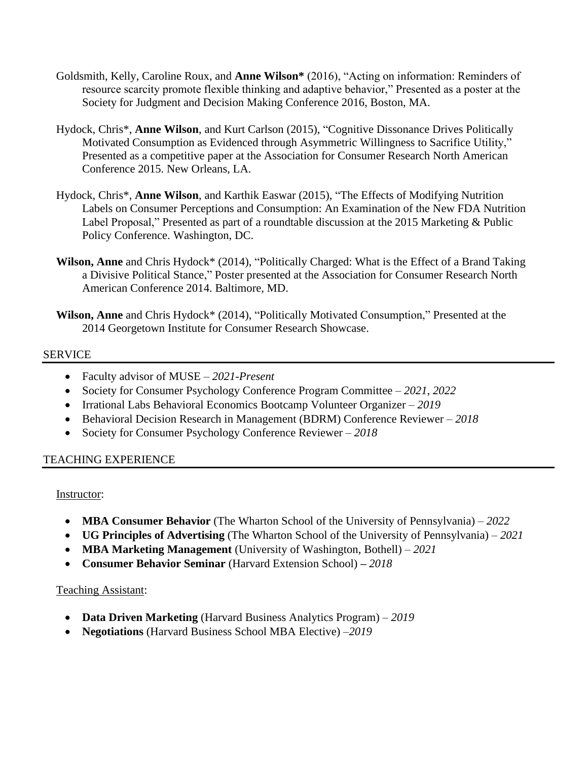Goldsmith, Kelly, Caroline Roux, and **Anne Wilson*** (2016), "Acting on information: Reminders of resource scarcity promote flexible thinking and adaptive behavior," Presented as a poster at the Society for Judgment and Decision Making Conference 2016, Boston, MA.

Hydock, Chris*, **Anne Wilson**, and Kurt Carlson (2015), "Cognitive Dissonance Drives Politically Motivated Consumption as Evidenced through Asymmetric Willingness to Sacrifice Utility," Presented as a competitive paper at the Association for Consumer Research North American Conference 2015. New Orleans, LA.

Hydock, Chris*, **Anne Wilson**, and Karthik Easwar (2015), "The Effects of Modifying Nutrition Labels on Consumer Perceptions and Consumption: An Examination of the New FDA Nutrition Label Proposal," Presented as part of a roundtable discussion at the 2015 Marketing & Public Policy Conference. Washington, DC.

**Wilson, Anne** and Chris Hydock* (2014), "Politically Charged: What is the Effect of a Brand Taking a Divisive Political Stance," Poster presented at the Association for Consumer Research North American Conference 2014. Baltimore, MD.

**Wilson, Anne** and Chris Hydock* (2014), "Politically Motivated Consumption," Presented at the 2014 Georgetown Institute for Consumer Research Showcase.

## SERVICE

- Faculty advisor of MUSE – *2021-Present*
- Society for Consumer Psychology Conference Program Committee – *2021*, *2022*
- Irrational Labs Behavioral Economics Bootcamp Volunteer Organizer – *2019*
- Behavioral Decision Research in Management (BDRM) Conference Reviewer – *2018*
- Society for Consumer Psychology Conference Reviewer – *2018*

## TEACHING EXPERIENCE

Instructor:

- **MBA Consumer Behavior** (The Wharton School of the University of Pennsylvania) – *2022*
- **UG Principles of Advertising** (The Wharton School of the University of Pennsylvania) – *2021*
- **MBA Marketing Management** (University of Washington, Bothell) – *2021*
- **Consumer Behavior Seminar** (Harvard Extension School) **–** *2018*

Teaching Assistant:

- **Data Driven Marketing** (Harvard Business Analytics Program) – *2019*
- **Negotiations** (Harvard Business School MBA Elective) –*2019*